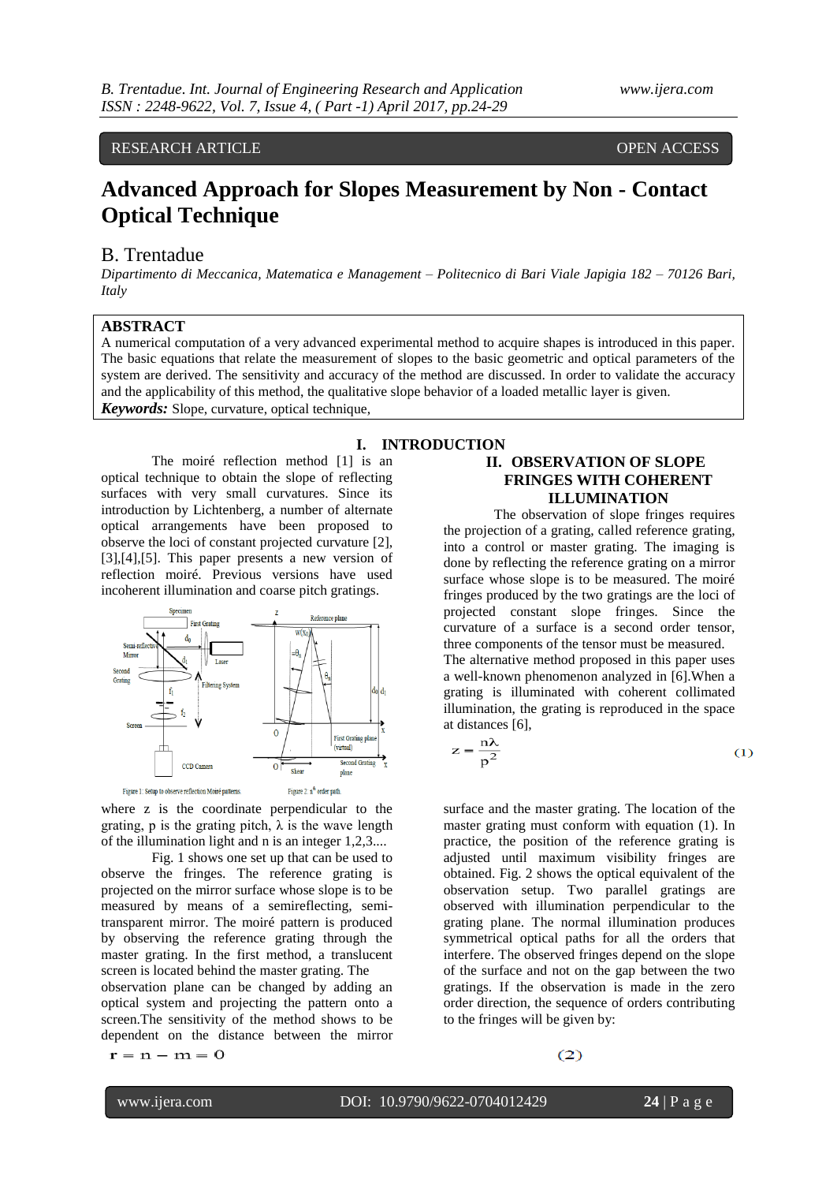RESEARCH ARTICLE OPEN ACCESS

# Advanced Approach for Slopes Measurement by Non - Contact Optical Technique

## B. Trentadue

*Dipartimento di Meccanica, Matematica e Management – Politecnico di Bari Viale Japigia 182 – 70126 Bari, Italy*

**ABSTRACT**

A numerical computation of a very advanced experimental method to acquire shapes is introduced in this paper. The basic equations that relate the measurement of slopes to the basic geometric and optical parameters of the system are derived. The sensitivity and accuracy of the method are discussed. In order to validate the accuracy and the applicability of this method, the qualitative slope behavior of a loaded metallic layer is given.

***Keywords:*** Slope, curvature, optical technique,

## I. INTRODUCTION

The moiré reflection method [1] is an optical technique to obtain the slope of reflecting surfaces with very small curvatures. Since its introduction by Lichtenberg, a number of alternate optical arrangements have been proposed to observe the loci of constant projected curvature [2], [3],[4],[5]. This paper presents a new version of reflection moiré. Previous versions have used incoherent illumination and coarse pitch gratings.

Figure 1: Setup to observe reflection Moiré patterns.

Figure 2: $n^{th}$ order path.

where z is the coordinate perpendicular to the grating, p is the grating pitch, λ is the wave length of the illumination light and n is an integer 1,2,3....

Fig. 1 shows one set up that can be used to observe the fringes. The reference grating is projected on the mirror surface whose slope is to be measured by means of a semireflecting, semi-transparent mirror. The moiré pattern is produced by observing the reference grating through the master grating. In the first method, a translucent screen is located behind the master grating. The observation plane can be changed by adding an optical system and projecting the pattern onto a screen.The sensitivity of the method shows to be dependent on the distance between the mirror surface and the master grating. The location of the master grating must conform with equation (1). In practice, the position of the reference grating is adjusted until maximum visibility fringes are obtained. Fig. 2 shows the optical equivalent of the observation setup. Two parallel gratings are observed with illumination perpendicular to the grating plane. The normal illumination produces symmetrical optical paths for all the orders that interfere. The observed fringes depend on the slope of the surface and not on the gap between the two gratings. If the observation is made in the zero order direction, the sequence of orders contributing to the fringes will be given by:

$$r = n - m = 0 \tag{2}$$

## II. OBSERVATION OF SLOPE FRINGES WITH COHERENT ILLUMINATION

The observation of slope fringes requires the projection of a grating, called reference grating, into a control or master grating. The imaging is done by reflecting the reference grating on a mirror surface whose slope is to be measured. The moiré fringes produced by the two gratings are the loci of projected constant slope fringes. Since the curvature of a surface is a second order tensor, three components of the tensor must be measured.

The alternative method proposed in this paper uses a well-known phenomenon analyzed in [6].When a grating is illuminated with coherent collimated illumination, the grating is reproduced in the space at distances [6],

$$z = \frac{n\lambda}{p^2} \tag{1}$$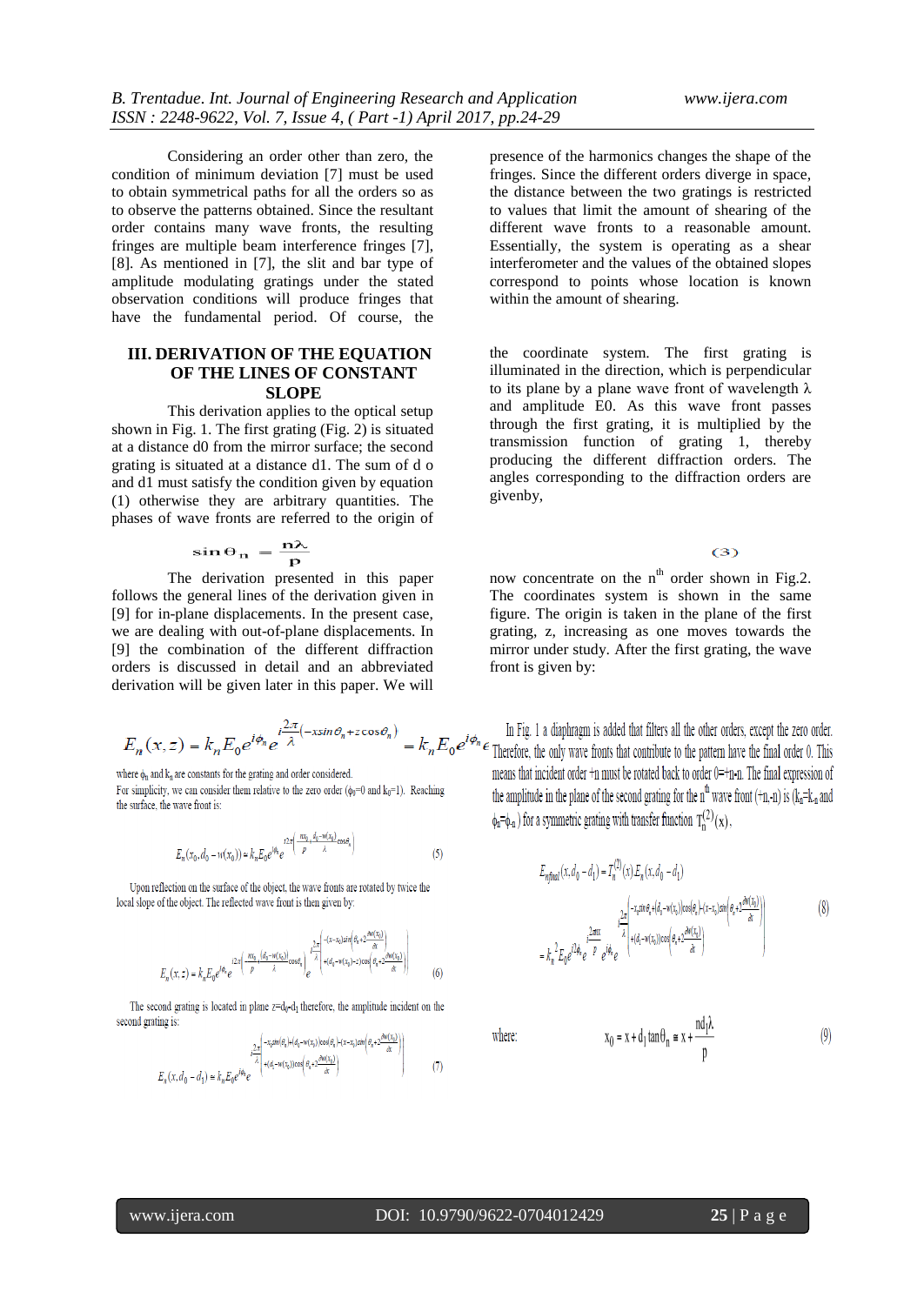Considering an order other than zero, the condition of minimum deviation [7] must be used to obtain symmetrical paths for all the orders so as to observe the patterns obtained. Since the resultant order contains many wave fronts, the resulting fringes are multiple beam interference fringes [7], [8]. As mentioned in [7], the slit and bar type of amplitude modulating gratings under the stated observation conditions will produce fringes that have the fundamental period. Of course, the presence of the harmonics changes the shape of the fringes. Since the different orders diverge in space, the distance between the two gratings is restricted to values that limit the amount of shearing of the different wave fronts to a reasonable amount. Essentially, the system is operating as a shear interferometer and the values of the obtained slopes correspond to points whose location is known within the amount of shearing.

## III. DERIVATION OF THE EQUATION OF THE LINES OF CONSTANT SLOPE

This derivation applies to the optical setup shown in Fig. 1. The first grating (Fig. 2) is situated at a distance d0 from the mirror surface; the second grating is situated at a distance d1. The sum of d o and d1 must satisfy the condition given by equation (1) otherwise they are arbitrary quantities. The phases of wave fronts are referred to the origin of the coordinate system. The first grating is illuminated in the direction, which is perpendicular to its plane by a plane wave front of wavelength λ and amplitude E0. As this wave front passes through the first grating, it is multiplied by the transmission function of grating 1, thereby producing the different diffraction orders. The angles corresponding to the diffraction orders are givenby,

$$\sin\theta_n = \frac{n\lambda}{p} \tag{3}$$

The derivation presented in this paper follows the general lines of the derivation given in [9] for in-plane displacements. In the present case, we are dealing with out-of-plane displacements. In [9] the combination of the different diffraction orders is discussed in detail and an abbreviated derivation will be given later in this paper. We will now concentrate on the $n^{th}$ order shown in Fig.2. The coordinates system is shown in the same figure. The origin is taken in the plane of the first grating, z, increasing as one moves towards the mirror under study. After the first grating, the wave front is given by:

$$E_n(x,z) = k_n E_0 e^{i\phi_n} e^{i\frac{2\pi}{\lambda}(-x\sin\theta_n + z\cos\theta_n)} = k_n E_0 e^{i\phi_n} e$$

where $\phi_n$ and $k_n$ are constants for the grating and order considered.
For simplicity, we can consider them relative to the zero order ($\phi_0$=0 and $k_0$=1). Reaching the surface, the wave front is:

$$E_n(x_0, d_0 - w(x_0)) = k_n E_0 e^{i\phi_n} e^{i2\pi\left(\frac{nx_0}{p} + \frac{d_0 - w(x_0)}{\lambda}\cos\theta_n\right)} \tag{5}$$

Upon reflection on the surface of the object, the wave fronts are rotated by twice the local slope of the object. The reflected wave front is then given by:

$$E_n(x,z) = k_n E_0 e^{i\phi_n} e^{i2\pi\left(\frac{nx_0}{p} + \frac{(d_0 - w(x_0))}{\lambda}\cos\theta_n\right)} e^{i\frac{2\pi}{\lambda}\left(-(x-x_0)\sin\left(\theta_n + 2\frac{\partial w(x_0)}{\partial x}\right) + (d_0 - w(x_0) - z)\cos\left(\theta_n + 2\frac{\partial w(x_0)}{\partial x}\right)\right)} \tag{6}$$

The second grating is located in plane z=d0-d1 therefore, the amplitude incident on the second grating is:

$$E_n(x, d_0 - d_1) = k_n E_0 e^{i\phi_n} e^{i\frac{2\pi}{\lambda}\left(\begin{array}{l}-x_0\sin(\theta_n) + (d_0 - w(x_0))\cos(\theta_n) - (x - x_0)\sin\left(\theta_n + 2\frac{\partial w(x_0)}{\partial x}\right)\\ + (d_1 - w(x_0))\cos\left(\theta_n + 2\frac{\partial w(x_0)}{\partial x}\right)\end{array}\right)} \tag{7}$$

In Fig. 1 a diaphragm is added that filters all the other orders, except the zero order. Therefore, the only wave fronts that contribute to the pattern have the final order 0. This means that incident order +n must be rotated back to order 0=+n-n. The final expression of the amplitude in the plane of the second grating for the $n^{th}$ wave front (+n,-n) is ($k_n$=$k_{-n}$ and $\phi_n$=$\phi_{-n}$) for a symmetric grating with transfer function $T_n^{(2)}(x)$.

$$E_{nfinal}(x, d_0 - d_1) = T_n^{(2)}(x) E_n(x, d_0 - d_1)$$

$$= k_n^2 E_0 e^{i2\phi_n} e^{i\frac{2\pi nx}{p}} e^{i\phi_n} e^{i\frac{2\pi}{\lambda}\left(\begin{array}{l}-x_0\sin\theta_n + (d_1 - w(x_0))\cos(\theta_n) - (x - x_0)\sin\left(\theta_n + 2\frac{\partial w(x_0)}{\partial x}\right)\\ + (d_1 - w(x_0))\cos\left(\theta_n + 2\frac{\partial w(x_0)}{\partial x}\right)\end{array}\right)} \tag{8}$$

where:

$$x_0 = x + d_1 \tan\theta_n \cong x + \frac{nd_1\lambda}{p} \tag{9}$$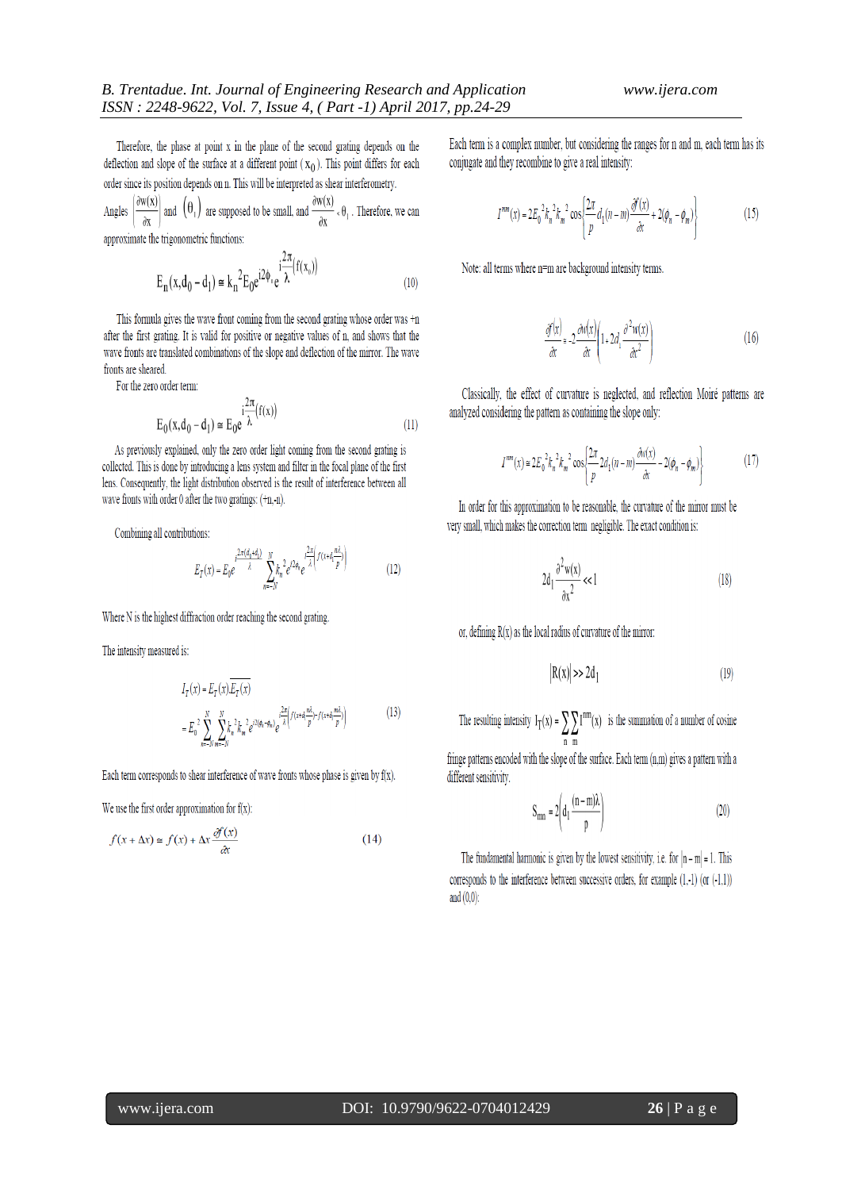Therefore, the phase at point x in the plane of the second grating depends on the deflection and slope of the surface at a different point ( $x_0$ ). This point differs for each order since its position depends on n. This will be interpreted as shear interferometry.

Angles $\left(\frac{\partial w(x)}{\partial x}\right)$ and $(\theta_i)$ are supposed to be small, and $\frac{\partial w(x)}{\partial x} < \theta_i$ . Therefore, we can approximate the trigonometric functions:

$$E_n(x, d_0 - d_1) \cong k_n{}^2 E_0 e^{i2\phi_n} e^{i\frac{2\pi}{\lambda}(f(x_0))} \tag{10}$$

This formula gives the wave front coming from the second grating whose order was +n after the first grating. It is valid for positive or negative values of n, and shows that the wave fronts are translated combinations of the slope and deflection of the mirror. The wave fronts are sheared.

For the zero order term:

$$E_0(x, d_0 - d_1) \cong E_0 e^{i\frac{2\pi}{\lambda}(f(x))} \tag{11}$$

As previously explained, only the zero order light coming from the second grating is collected. This is done by introducing a lens system and filter in the focal plane of the first lens. Consequently, the light distribution observed is the result of interference between all wave fronts with order 0 after the two gratings: (+n,-n).

Combining all contributions:

$$E_T(x) = E_0 e^{i\frac{2\pi(d_1+d_0)}{\lambda}} \sum_{n=-N}^{N} k_n{}^2 e^{i2\phi_n} e^{i\frac{2\pi}{\lambda}\left(f\left(x+d_1\frac{n\lambda}{p}\right)\right)} \tag{12}$$

Where N is the highest diffraction order reaching the second grating.

The intensity measured is:

$$\begin{aligned} I_T(x) &= E_T(x)\overline{E_T(x)} \\ &= E_0{}^2 \sum_{n=-N}^{N} \sum_{m=-N}^{N} k_n{}^2 k_m{}^2 e^{i2(\phi_n-\phi_m)} e^{i\frac{2\pi}{\lambda}\left(f\left(x+d_1\frac{n\lambda}{p}\right)-f\left(x+d_1\frac{m\lambda}{p}\right)\right)} \end{aligned} \tag{13}$$

Each term corresponds to shear interference of wave fronts whose phase is given by f(x).

We use the first order approximation for f(x):

$$f(x+\Delta x) \cong f(x) + \Delta x \frac{\partial f(x)}{\partial x} \tag{14}$$

Each term is a complex number, but considering the ranges for n and m, each term has its conjugate and they recombine to give a real intensity:

$$I^{nm}(x) = 2E_0{}^2 k_n{}^2 k_m{}^2 \cos\left\{\frac{2\pi}{p} d_1(n-m)\frac{\partial f(x)}{\partial x} + 2(\phi_n - \phi_m)\right\} \tag{15}$$

Note: all terms where n=m are background intensity terms.

$$\frac{\partial f(x)}{\partial x} = -2\frac{\partial w(x)}{\partial x}\left(1 + 2d_1\frac{\partial^2 w(x)}{\partial x^2}\right) \tag{16}$$

Classically, the effect of curvature is neglected, and reflection Moiré patterns are analyzed considering the pattern as containing the slope only:

$$I^{nm}(x) \cong 2E_0{}^2 k_n{}^2 k_m{}^2 \cos\left\{\frac{2\pi}{p} 2d_1(n-m)\frac{\partial w(x)}{\partial x} - 2(\phi_n - \phi_m)\right\} \tag{17}$$

In order for this approximation to be reasonable, the curvature of the mirror must be very small, which makes the correction term negligible. The exact condition is:

$$2d_1\frac{\partial^2 w(x)}{\partial x^2} \ll 1 \tag{18}$$

or, defining R(x) as the local radius of curvature of the mirror:

$$|R(x)| \gg 2d_1 \tag{19}$$

The resulting intensity $I_T(x) = \sum_n \sum_m I^{nm}(x)$ is the summation of a number of cosine fringe patterns encoded with the slope of the surface. Each term (n,m) gives a pattern with a different sensitivity.

$$S_{nm} = 2\left(d_1\frac{(n-m)\lambda}{p}\right) \tag{20}$$

The fundamental harmonic is given by the lowest sensitivity, i.e. for $|n-m| = 1$. This corresponds to the interference between successive orders, for example (1,-1) (or (-1,1)) and (0,0):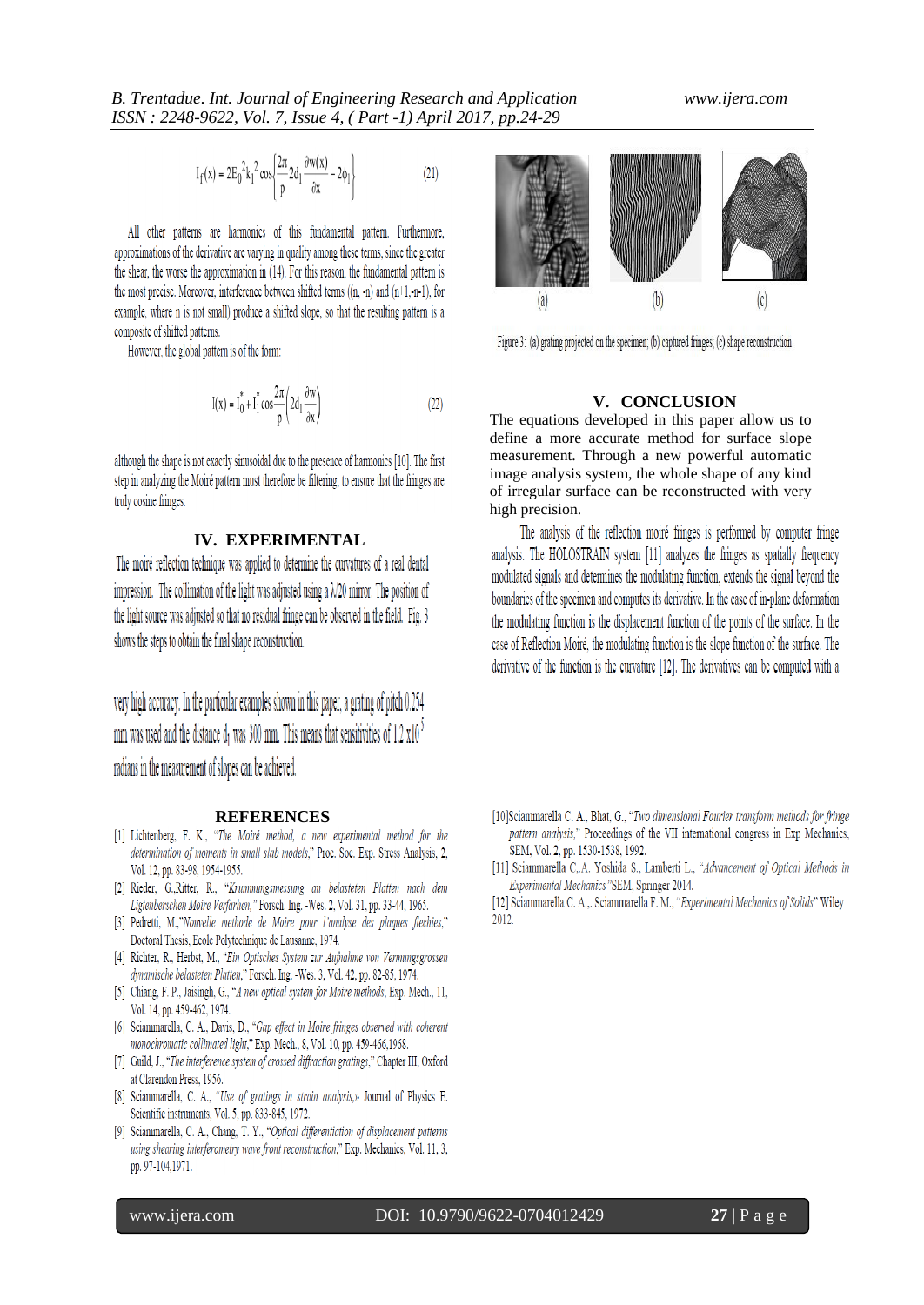$$I_f(x) = 2E_0^2 k_1^2 \cos\left\{\frac{2\pi}{p} 2d_1 \frac{\partial w(x)}{\partial x} - 2\phi_1\right\} \tag{21}$$

All other patterns are harmonics of this fundamental pattern. Furthermore, approximations of the derivative are varying in quality among these terms, since the greater the shear, the worse the approximation in (14). For this reason, the fundamental pattern is the most precise. Moreover, interference between shifted terms ((n, -n) and (n+1,-n-1), for example, where n is not small) produce a shifted slope, so that the resulting pattern is a composite of shifted patterns.

However, the global pattern is of the form:

$$I(x) = I_0^* + I_1^* \cos\frac{2\pi}{p}\left(2d_1 \frac{\partial w}{\partial x}\right) \tag{22}$$

although the shape is not exactly sinusoidal due to the presence of harmonics [10]. The first step in analyzing the Moiré pattern must therefore be filtering, to ensure that the fringes are truly cosine fringes.

## IV. EXPERIMENTAL

The moiré reflection technique was applied to determine the curvatures of a real dental impression. The collimation of the light was adjusted using a $\lambda/20$ mirror. The position of the light source was adjusted so that no residual fringe can be observed in the field. Fig. 3 shows the steps to obtain the final shape reconstruction.

(a) (b) (c)

Figure 3: (a) grating projected on the specimen; (b) captured fringes; (c) shape reconstruction

## V. CONCLUSION

The equations developed in this paper allow us to define a more accurate method for surface slope measurement. Through a new powerful automatic image analysis system, the whole shape of any kind of irregular surface can be reconstructed with very high precision.

The analysis of the reflection moiré fringes is performed by computer fringe analysis. The HOLOSTRAIN system [11] analyzes the fringes as spatially frequency modulated signals and determines the modulating function, extends the signal beyond the boundaries of the specimen and computes its derivative. In the case of in-plane deformation the modulating function is the displacement function of the points of the surface. In the case of Reflection Moiré, the modulating function is the slope function of the surface. The derivative of the function is the curvature [12]. The derivatives can be computed with a very high accuracy. In the particular examples shown in this paper, a grating of pitch 0.254 mm was used and the distance $d_1$ was 300 mm. This means that sensitivities of $1.2 \times 10^{-5}$ radians in the measurement of slopes can be achieved.

## REFERENCES

[1] Lichtenberg, F. K., "*The Moiré method, a new experimental method for the determination of moments in small slab models*," Proc. Soc. Exp. Stress Analysis, 2, Vol. 12, pp. 83-98, 1954-1955.

[2] Rieder, G.,Ritter, R., "*Krummungsmessung an belasteten Platten nach dem Ligtenberschen Moire Verfarhen*," Forsch. Ing. -Wes. 2, Vol. 31, pp. 33-44, 1965.

[3] Pedretti, M.,"*Nouvelle methode de Moire pour l'analyse des plaques flechies*," Doctoral Thesis, Ecole Polytechnique de Lausanne, 1974.

[4] Richter, R., Herbst, M., "*Ein Optisches System zur Aufnahme von Vermungsgrossen dynamische belasteten Platten*," Forsch. Ing. -Wes. 3, Vol. 42, pp. 82-85, 1974.

[5] Chiang, F. P., Jaisingh, G., "*A new optical system for Moire methods*, Exp. Mech., 11, Vol. 14, pp. 459-462, 1974.

[6] Sciammarella, C. A., Davis, D., "*Gap effect in Moire fringes observed with coherent monochromatic collimated light*," Exp. Mech., 8, Vol. 10, pp. 459-466,1968.

[7] Guild, J., "*The interference system of crossed diffraction gratings*," Chapter III, Oxford at Clarendon Press, 1956.

[8] Sciammarella, C. A., "*Use of gratings in strain analysis*,» Journal of Physics E. Scientific instruments, Vol. 5, pp. 833-845, 1972.

[9] Sciammarella, C. A., Chang, T. Y., "*Optical differentiation of displacement patterns using shearing interferometry wave front reconstruction*," Exp. Mechanics, Vol. 11, 3, pp. 97-104,1971.

[10]Sciammarella C. A., Bhat, G., "*Two dimensional Fourier transform methods for fringe pattern analysis*," Proceedings of the VII international congress in Exp Mechanics, SEM, Vol. 2, pp. 1530-1538, 1992.

[11] Sciammarella C.,A. Yoshida S., Lamberti L., "*Advancement of Optical Methods in Experimental Mechanics*"SEM, Springer 2014.

[12] Sciammarella C. A.,. Sciammarella F. M., "*Experimental Mechanics of Solids*" Wiley 2012.